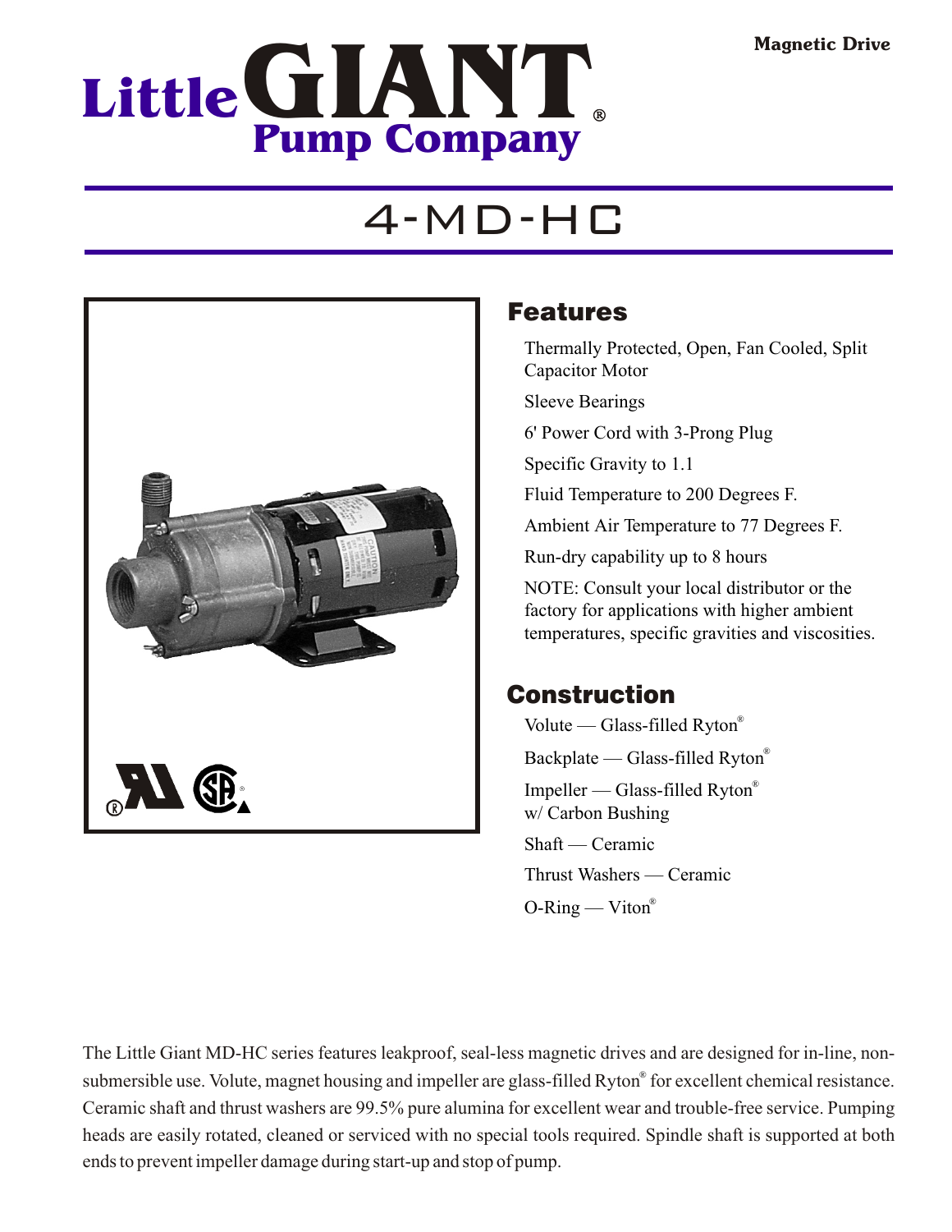Magnetic Drive

# Little GIANT® Pump Company

# 4-MD-HC

## Features

Thermally Protected, Open, Fan Cooled, Split Capacitor Motor

Sleeve Bearings

6' Power Cord with 3-Prong Plug

Specific Gravity to 1.1

Fluid Temperature to 200 Degrees F.

Ambient Air Temperature to 77 Degrees F.

Run-dry capability up to 8 hours

NOTE: Consult your local distributor or the factory for applications with higher ambient temperatures, specific gravities and viscosities.

## Construction

Volute — Glass-filled Ryton®

Backplate — Glass-filled Ryton®

Impeller — Glass-filled Ryton® w/ Carbon Bushing

Shaft — Ceramic

Thrust Washers — Ceramic

O-Ring — Viton®

The Little Giant MD-HC series features leakproof, seal-less magnetic drives and are designed for in-line, non-submersible use. Volute, magnet housing and impeller are glass-filled Ryton® for excellent chemical resistance. Ceramic shaft and thrust washers are 99.5% pure alumina for excellent wear and trouble-free service. Pumping heads are easily rotated, cleaned or serviced with no special tools required. Spindle shaft is supported at both ends to prevent impeller damage during start-up and stop of pump.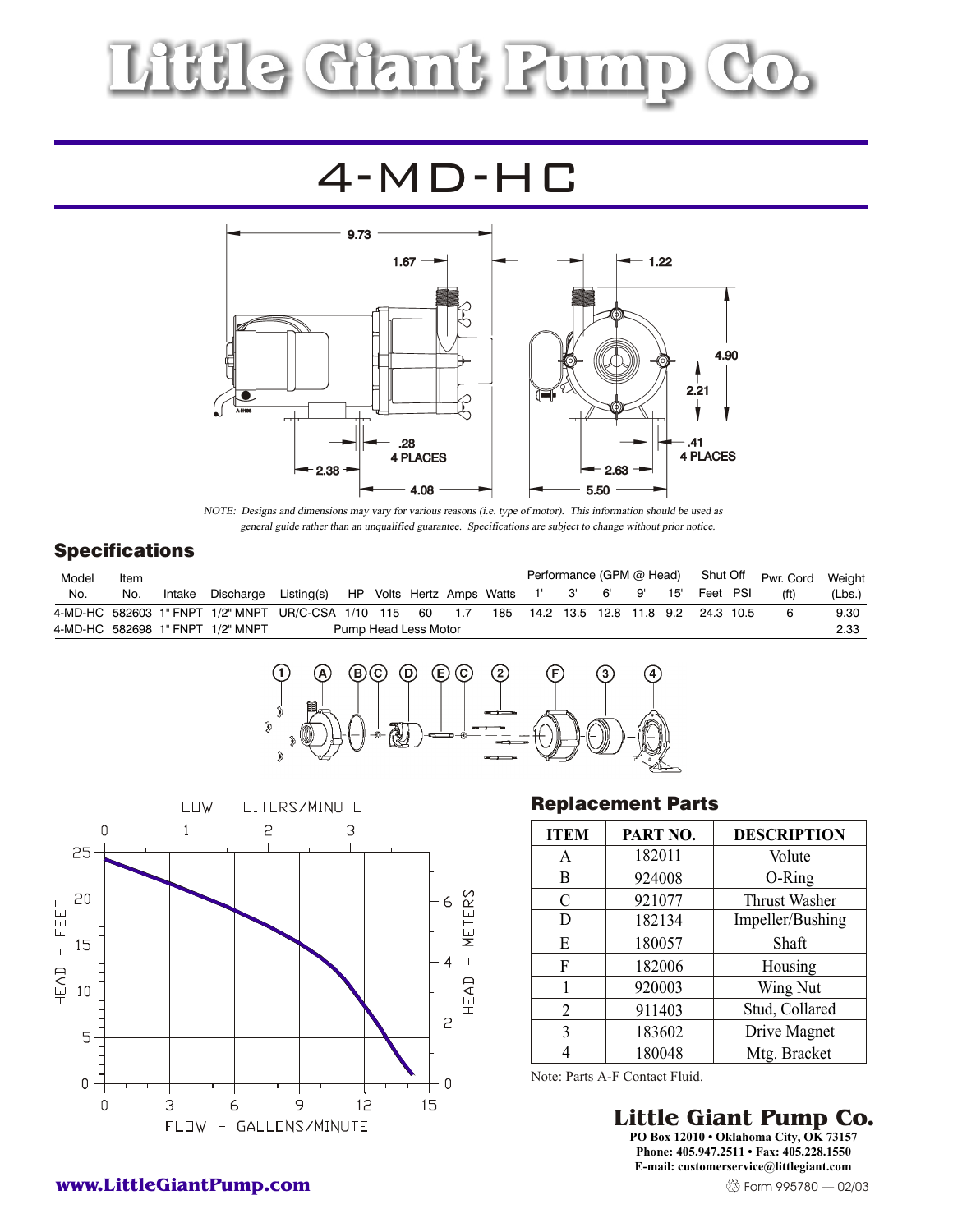# Little Giant Pump Co.

# 4-MD-HC

9.73
1.67
1.22
4.90
2.21
.28
4 PLACES
.41
4 PLACES
2.38
2.63
4.08
5.50

*NOTE: Designs and dimensions may vary for various reasons (i.e. type of motor). This information should be used as general guide rather than an unqualified guarantee. Specifications are subject to change without prior notice.*

## Specifications

| Model No. | Item No. | Intake | Discharge | Listing(s) | HP | Volts | Hertz | Amps | Watts | Performance (GPM @ Head) 1' | 3' | 6' | 9' | 15' | Shut Off Feet | PSI | Pwr. Cord (ft) | Weight (Lbs.) |
|---|---|---|---|---|---|---|---|---|---|---|---|---|---|---|---|---|---|---|
| 4-MD-HC | 582603 | 1" FNPT | 1/2" MNPT | UR/C-CSA | 1/10 | 115 | 60 | 1.7 | 185 | 14.2 | 13.5 | 12.8 | 11.8 | 9.2 | 24.3 | 10.5 | 6 | 9.30 |
| 4-MD-HC | 582698 | 1" FNPT | 1/2" MNPT | Pump Head Less Motor | | | | | | | | | | | | | | 2.33 |

1 A B C D E C 2 F 3 4

FLOW - LITERS/MINUTE
0 1 2 3
HEAD - FEET
25 20 15 10 5 0
HEAD - METERS
6 4 2 0
0 3 6 9 12 15
FLOW - GALLONS/MINUTE

## Replacement Parts

| ITEM | PART NO. | DESCRIPTION |
|---|---|---|
| A | 182011 | Volute |
| B | 924008 | O-Ring |
| C | 921077 | Thrust Washer |
| D | 182134 | Impeller/Bushing |
| E | 180057 | Shaft |
| F | 182006 | Housing |
| 1 | 920003 | Wing Nut |
| 2 | 911403 | Stud, Collared |
| 3 | 183602 | Drive Magnet |
| 4 | 180048 | Mtg. Bracket |

Note: Parts A-F Contact Fluid.

**Little Giant Pump Co.**
**PO Box 12010 • Oklahoma City, OK 73157**
**Phone: 405.947.2511 • Fax: 405.228.1550**
**E-mail: customerservice@littlegiant.com**

**www.LittleGiantPump.com**

Form 995780 — 02/03